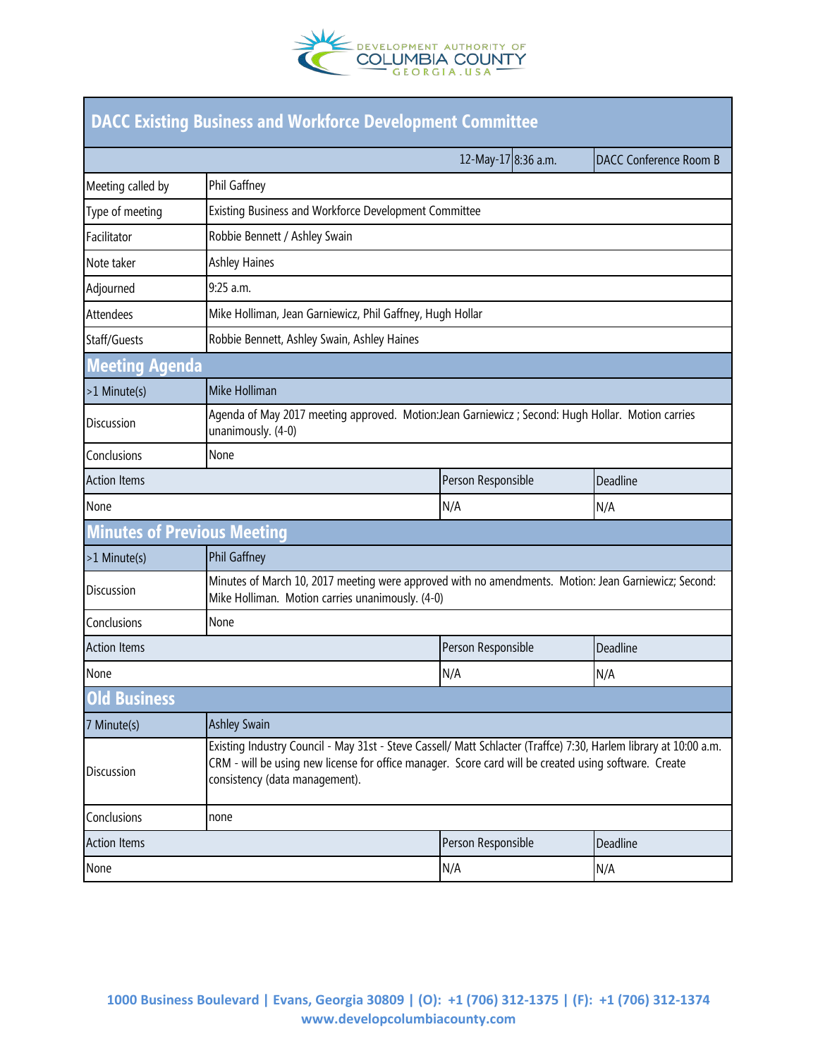# DACC Existing Business and Workforce Development Committee

| | | | |
|---|---|---|---|
| | 12-May-17 | 8:36 a.m. | DACC Conference Room B |

| | |
|---|---|
| Meeting called by | Phil Gaffney |
| Type of meeting | Existing Business and Workforce Development Committee |
| Facilitator | Robbie Bennett / Ashley Swain |
| Note taker | Ashley Haines |
| Adjourned | 9:25 a.m. |
| Attendees | Mike Holliman, Jean Garniewicz, Phil Gaffney, Hugh Hollar |
| Staff/Guests | Robbie Bennett, Ashley Swain, Ashley Haines |

## Meeting Agenda

| | |
|---|---|
| >1 Minute(s) | Mike Holliman |
| Discussion | Agenda of May 2017 meeting approved. Motion:Jean Garniewicz ; Second: Hugh Hollar. Motion carries unanimously. (4-0) |
| Conclusions | None |

| Action Items | Person Responsible | Deadline |
|---|---|---|
| None | N/A | N/A |

## Minutes of Previous Meeting

| | |
|---|---|
| >1 Minute(s) | Phil Gaffney |
| Discussion | Minutes of March 10, 2017 meeting were approved with no amendments. Motion: Jean Garniewicz; Second: Mike Holliman. Motion carries unanimously. (4-0) |
| Conclusions | None |

| Action Items | Person Responsible | Deadline |
|---|---|---|
| None | N/A | N/A |

## Old Business

| | |
|---|---|
| 7 Minute(s) | Ashley Swain |
| Discussion | Existing Industry Council - May 31st - Steve Cassell/ Matt Schlacter (Traffce) 7:30, Harlem library at 10:00 a.m. CRM - will be using new license for office manager. Score card will be created using software. Create consistency (data management). |
| Conclusions | none |

| Action Items | Person Responsible | Deadline |
|---|---|---|
| None | N/A | N/A |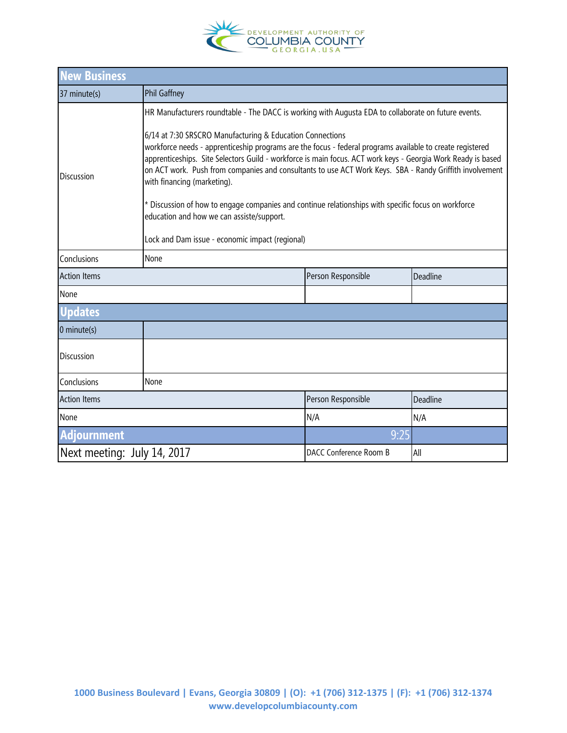| | | | |
|---|---|---|---|
| **New Business** | | | |
| 37 minute(s) | Phil Gaffney | | |
| Discussion | HR Manufacturers roundtable - The DACC is working with Augusta EDA to collaborate on future events.<br><br>6/14 at 7:30 SRSCRO Manufacturing & Education Connections<br>workforce needs - apprenticeship programs are the focus - federal programs available to create registered apprenticeships. Site Selectors Guild - workforce is main focus. ACT work keys - Georgia Work Ready is based on ACT work. Push from companies and consultants to use ACT Work Keys. SBA - Randy Griffith involvement with financing (marketing).<br><br>* Discussion of how to engage companies and continue relationships with specific focus on workforce education and how we can assiste/support.<br><br>Lock and Dam issue - economic impact (regional) | | |
| Conclusions | None | | |
| Action Items | | Person Responsible | Deadline |
| None | | | |
| **Updates** | | | |
| 0 minute(s) | | | |
| Discussion | | | |
| Conclusions | None | | |
| Action Items | | Person Responsible | Deadline |
| None | | N/A | N/A |
| **Adjournment** | | 9:25 | |
| Next meeting: July 14, 2017 | | DACC Conference Room B | All |

1000 Business Boulevard | Evans, Georgia 30809 | (O): +1 (706) 312-1375 | (F): +1 (706) 312-1374
www.developcolumbiacounty.com